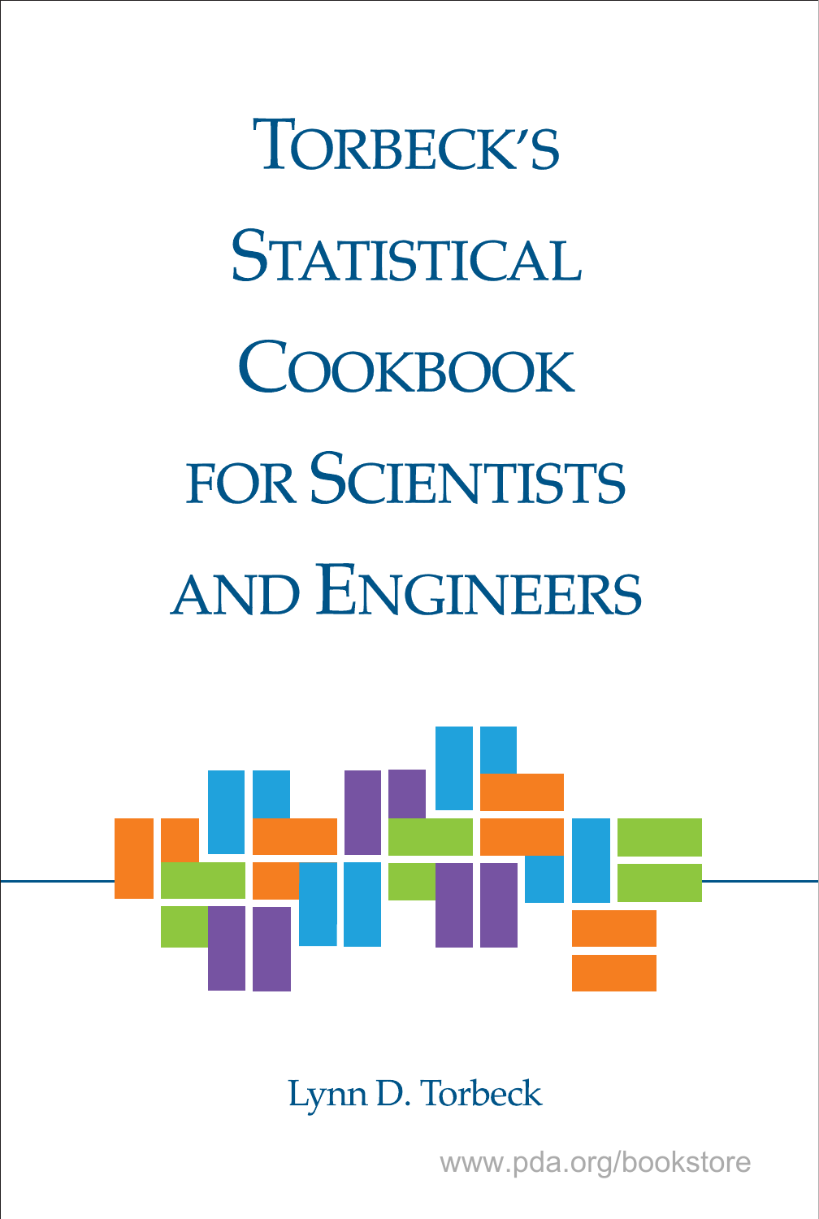# Torbeck's Statistical Cookbook for Scientists and Engineers

Lynn D. Torbeck

www.pda.org/bookstore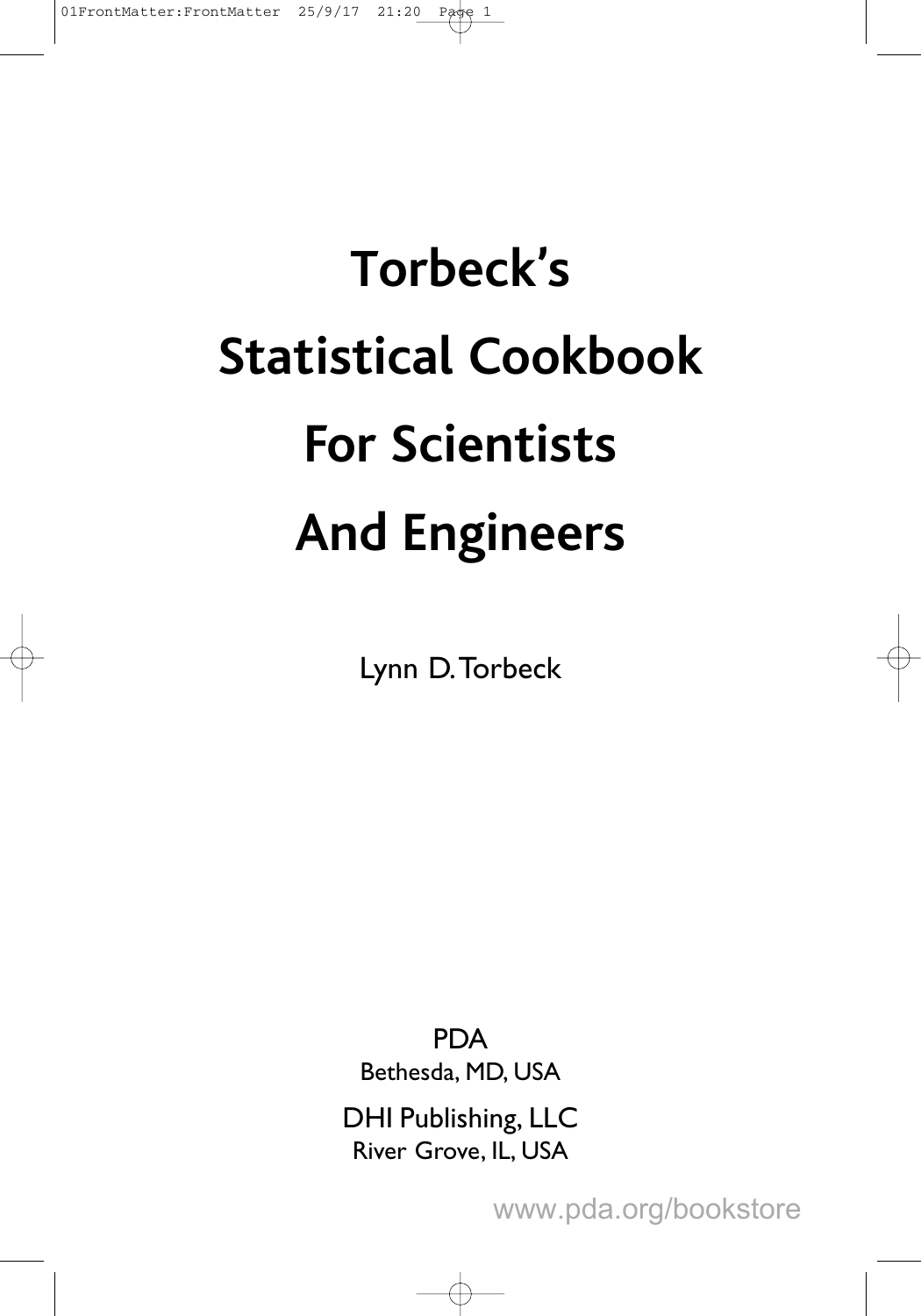# Torbeck's Statistical Cookbook For Scientists And Engineers

Lynn D. Torbeck

PDA
Bethesda, MD, USA

DHI Publishing, LLC
River Grove, IL, USA

www.pda.org/bookstore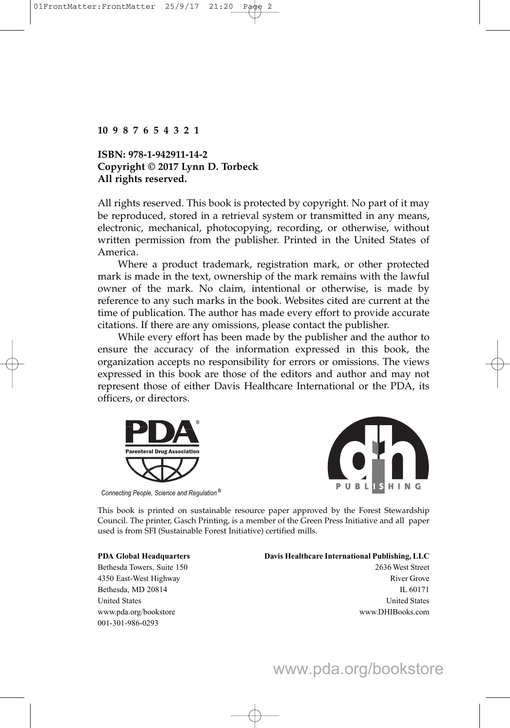**10 9 8 7 6 5 4 3 2 1**

**ISBN: 978-1-942911-14-2**
**Copyright © 2017 Lynn D. Torbeck**
**All rights reserved.**

All rights reserved. This book is protected by copyright. No part of it may be reproduced, stored in a retrieval system or transmitted in any means, electronic, mechanical, photocopying, recording, or otherwise, without written permission from the publisher. Printed in the United States of America.

Where a product trademark, registration mark, or other protected mark is made in the text, ownership of the mark remains with the lawful owner of the mark. No claim, intentional or otherwise, is made by reference to any such marks in the book. Websites cited are current at the time of publication. The author has made every effort to provide accurate citations. If there are any omissions, please contact the publisher.

While every effort has been made by the publisher and the author to ensure the accuracy of the information expressed in this book, the organization accepts no responsibility for errors or omissions. The views expressed in this book are those of the editors and author and may not represent those of either Davis Healthcare International or the PDA, its officers, or directors.

PDA® Parenteral Drug Association

*Connecting People, Science and Regulation®*

dh PUBLISHING

This book is printed on sustainable resource paper approved by the Forest Stewardship Council. The printer, Gasch Printing, is a member of the Green Press Initiative and all paper used is from SFI (Sustainable Forest Initiative) certified mills.

**PDA Global Headquarters**
Bethesda Towers, Suite 150
4350 East-West Highway
Bethesda, MD 20814
United States
www.pda.org/bookstore
001-301-986-0293

**Davis Healthcare International Publishing, LLC**
2636 West Street
River Grove
IL 60171
United States
www.DHIBooks.com

www.pda.org/bookstore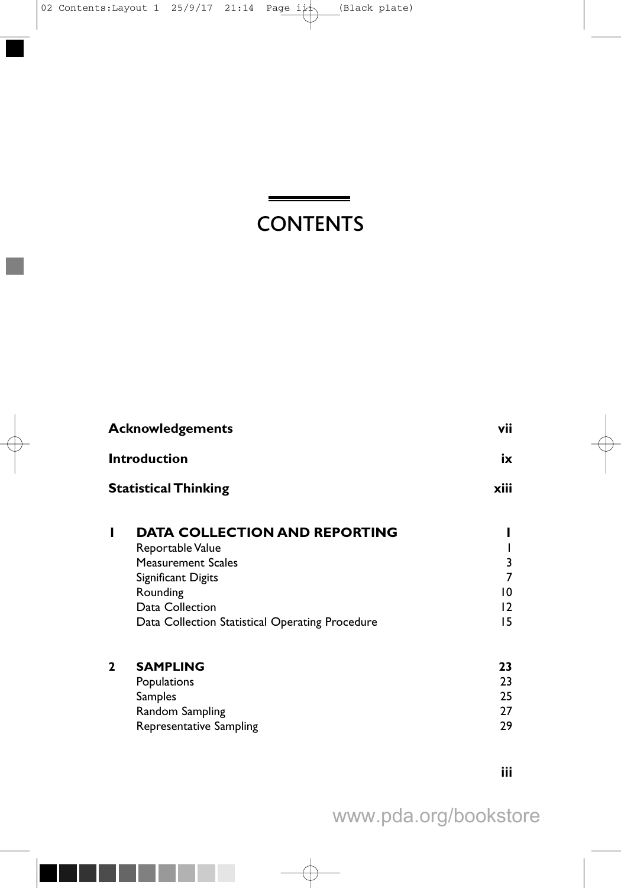# CONTENTS

| | | |
|---|---|---|
| **Acknowledgements** | | **vii** |
| **Introduction** | | **ix** |
| **Statistical Thinking** | | **xiii** |
| **1** | **DATA COLLECTION AND REPORTING** | **1** |
| | Reportable Value | 1 |
| | Measurement Scales | 3 |
| | Significant Digits | 7 |
| | Rounding | 10 |
| | Data Collection | 12 |
| | Data Collection Statistical Operating Procedure | 15 |
| **2** | **SAMPLING** | **23** |
| | Populations | 23 |
| | Samples | 25 |
| | Random Sampling | 27 |
| | Representative Sampling | 29 |

www.pda.org/bookstore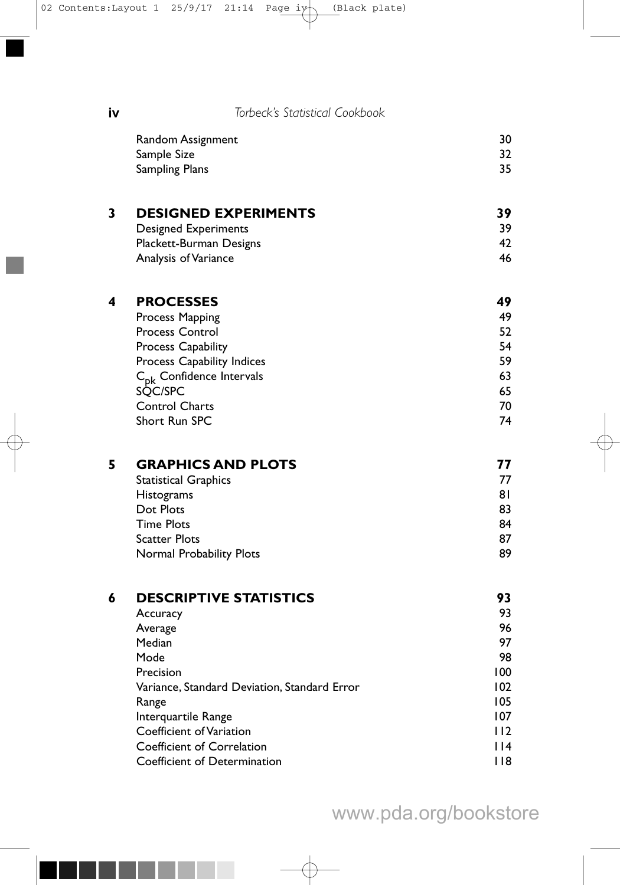| | | |
|---|---|---|
| | Random Assignment | 30 |
| | Sample Size | 32 |
| | Sampling Plans | 35 |
| **3** | **DESIGNED EXPERIMENTS** | **39** |
| | Designed Experiments | 39 |
| | Plackett-Burman Designs | 42 |
| | Analysis of Variance | 46 |
| **4** | **PROCESSES** | **49** |
| | Process Mapping | 49 |
| | Process Control | 52 |
| | Process Capability | 54 |
| | Process Capability Indices | 59 |
| | $C_{pk}$ Confidence Intervals | 63 |
| | SQC/SPC | 65 |
| | Control Charts | 70 |
| | Short Run SPC | 74 |
| **5** | **GRAPHICS AND PLOTS** | **77** |
| | Statistical Graphics | 77 |
| | Histograms | 81 |
| | Dot Plots | 83 |
| | Time Plots | 84 |
| | Scatter Plots | 87 |
| | Normal Probability Plots | 89 |
| **6** | **DESCRIPTIVE STATISTICS** | **93** |
| | Accuracy | 93 |
| | Average | 96 |
| | Median | 97 |
| | Mode | 98 |
| | Precision | 100 |
| | Variance, Standard Deviation, Standard Error | 102 |
| | Range | 105 |
| | Interquartile Range | 107 |
| | Coefficient of Variation | 112 |
| | Coefficient of Correlation | 114 |
| | Coefficient of Determination | 118 |

www.pda.org/bookstore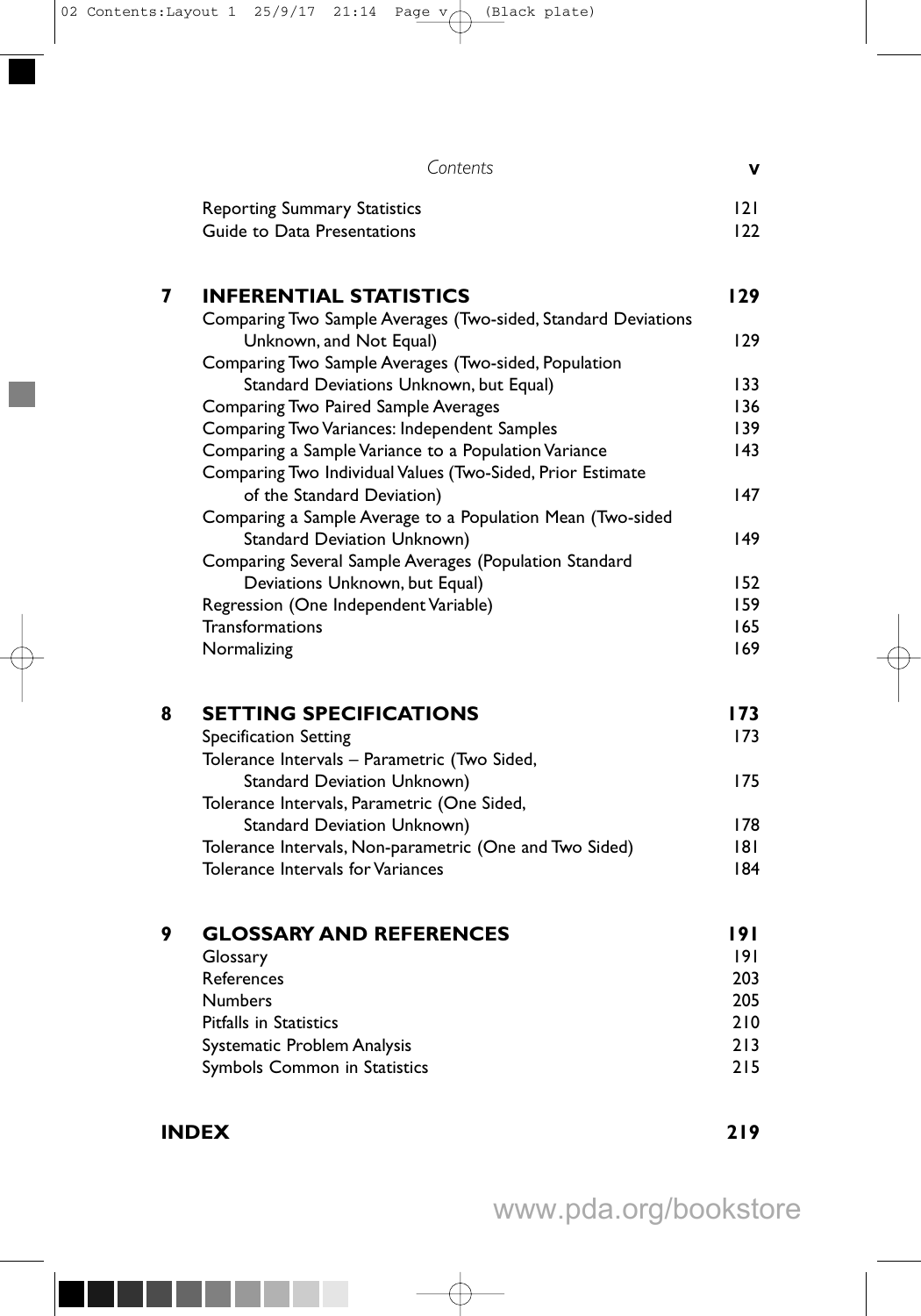| | |
|---|---|
| Reporting Summary Statistics | 121 |
| Guide to Data Presentations | 122 |

## 7 INFERENTIAL STATISTICS — 129

| | |
|---|---|
| Comparing Two Sample Averages (Two-sided, Standard Deviations Unknown, and Not Equal) | 129 |
| Comparing Two Sample Averages (Two-sided, Population Standard Deviations Unknown, but Equal) | 133 |
| Comparing Two Paired Sample Averages | 136 |
| Comparing Two Variances: Independent Samples | 139 |
| Comparing a Sample Variance to a Population Variance | 143 |
| Comparing Two Individual Values (Two-Sided, Prior Estimate of the Standard Deviation) | 147 |
| Comparing a Sample Average to a Population Mean (Two-sided Standard Deviation Unknown) | 149 |
| Comparing Several Sample Averages (Population Standard Deviations Unknown, but Equal) | 152 |
| Regression (One Independent Variable) | 159 |
| Transformations | 165 |
| Normalizing | 169 |

## 8 SETTING SPECIFICATIONS — 173

| | |
|---|---|
| Specification Setting | 173 |
| Tolerance Intervals – Parametric (Two Sided, Standard Deviation Unknown) | 175 |
| Tolerance Intervals, Parametric (One Sided, Standard Deviation Unknown) | 178 |
| Tolerance Intervals, Non-parametric (One and Two Sided) | 181 |
| Tolerance Intervals for Variances | 184 |

## 9 GLOSSARY AND REFERENCES — 191

| | |
|---|---|
| Glossary | 191 |
| References | 203 |
| Numbers | 205 |
| Pitfalls in Statistics | 210 |
| Systematic Problem Analysis | 213 |
| Symbols Common in Statistics | 215 |

## INDEX — 219

www.pda.org/bookstore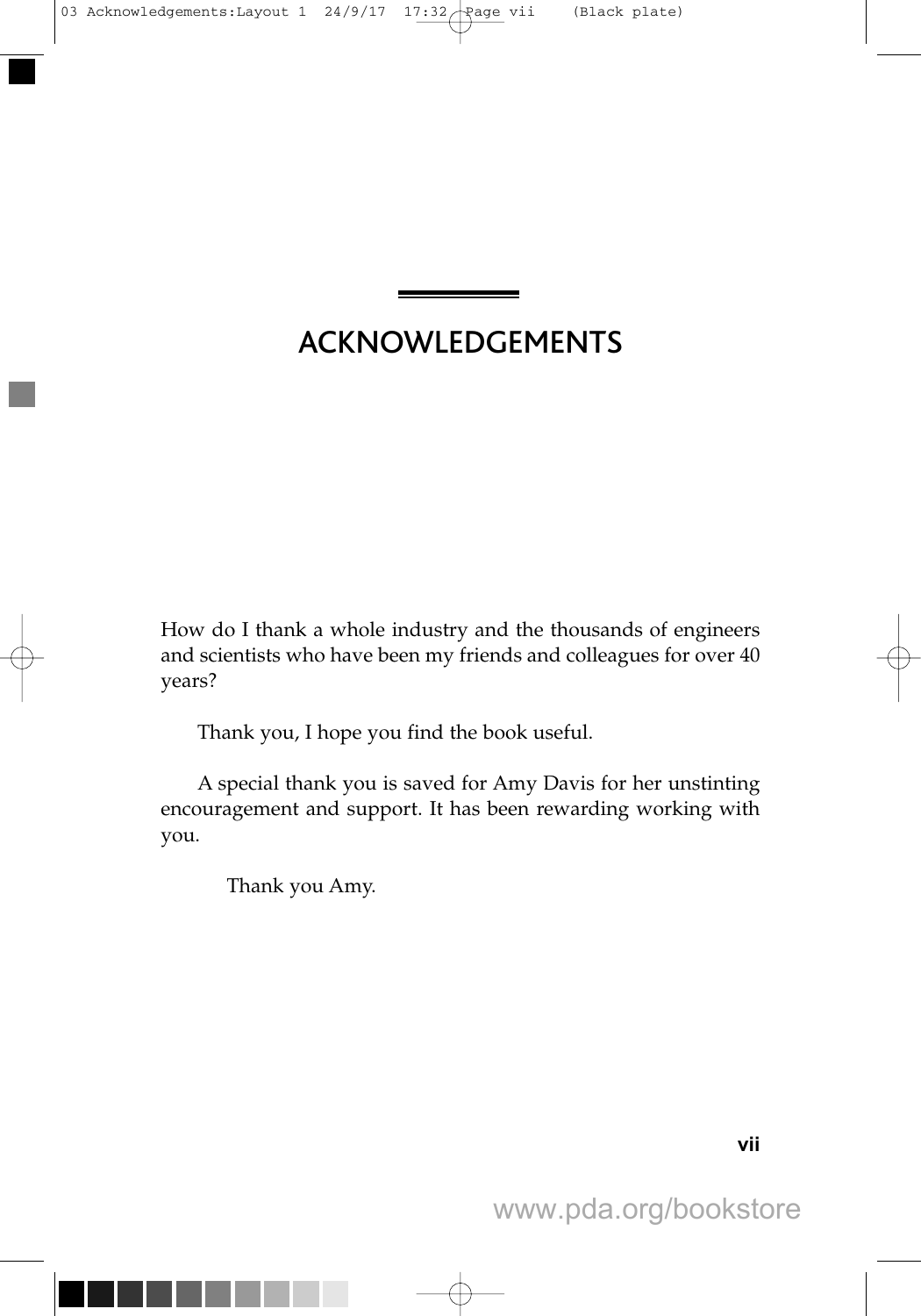# ACKNOWLEDGEMENTS

How do I thank a whole industry and the thousands of engineers and scientists who have been my friends and colleagues for over 40 years?

Thank you, I hope you find the book useful.

A special thank you is saved for Amy Davis for her unstinting encouragement and support. It has been rewarding working with you.

Thank you Amy.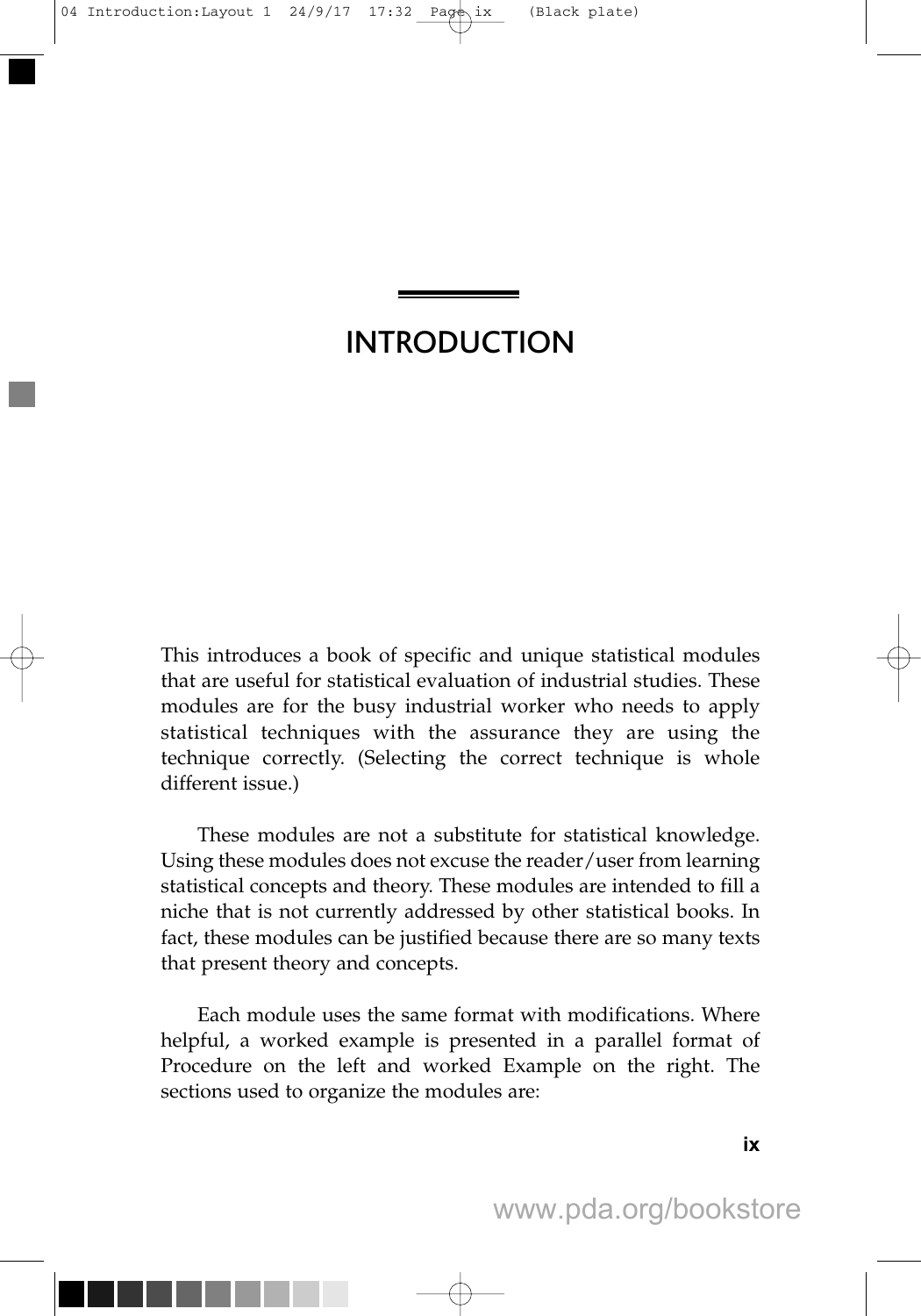# INTRODUCTION

This introduces a book of specific and unique statistical modules that are useful for statistical evaluation of industrial studies. These modules are for the busy industrial worker who needs to apply statistical techniques with the assurance they are using the technique correctly. (Selecting the correct technique is whole different issue.)

These modules are not a substitute for statistical knowledge. Using these modules does not excuse the reader/user from learning statistical concepts and theory. These modules are intended to fill a niche that is not currently addressed by other statistical books. In fact, these modules can be justified because there are so many texts that present theory and concepts.

Each module uses the same format with modifications. Where helpful, a worked example is presented in a parallel format of Procedure on the left and worked Example on the right. The sections used to organize the modules are: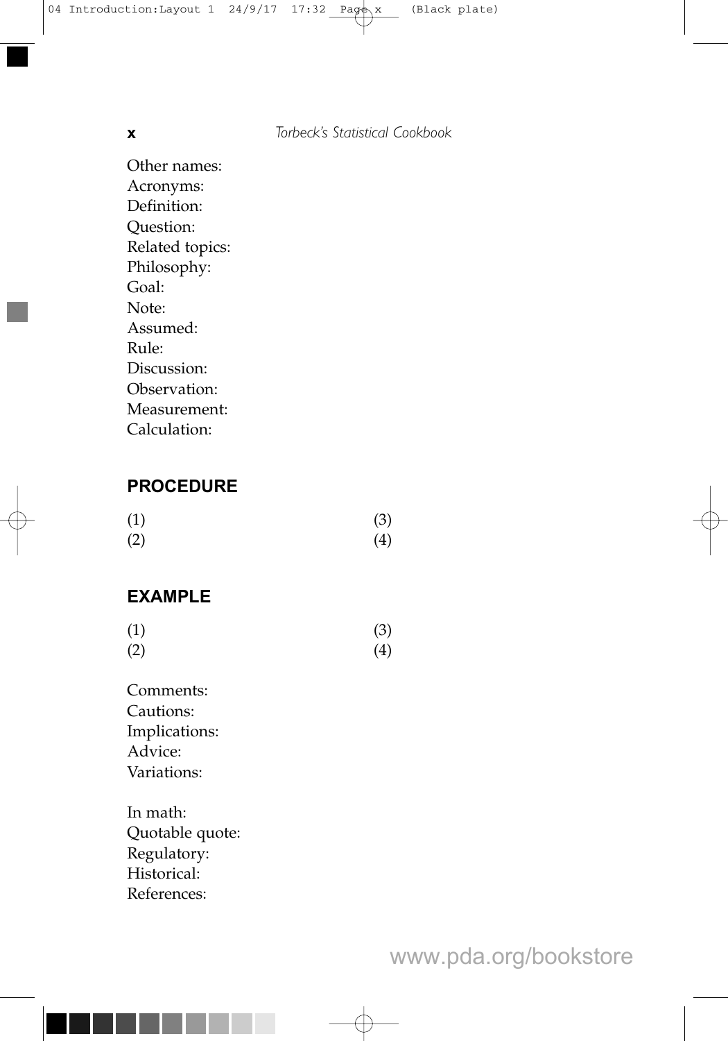Other names:
Acronyms:
Definition:
Question:
Related topics:
Philosophy:
Goal:
Note:
Assumed:
Rule:
Discussion:
Observation:
Measurement:
Calculation:

## PROCEDURE

(1)
(2)
(3)
(4)

## EXAMPLE

(1)
(2)
(3)
(4)

Comments:
Cautions:
Implications:
Advice:
Variations:

In math:
Quotable quote:
Regulatory:
Historical:
References:

www.pda.org/bookstore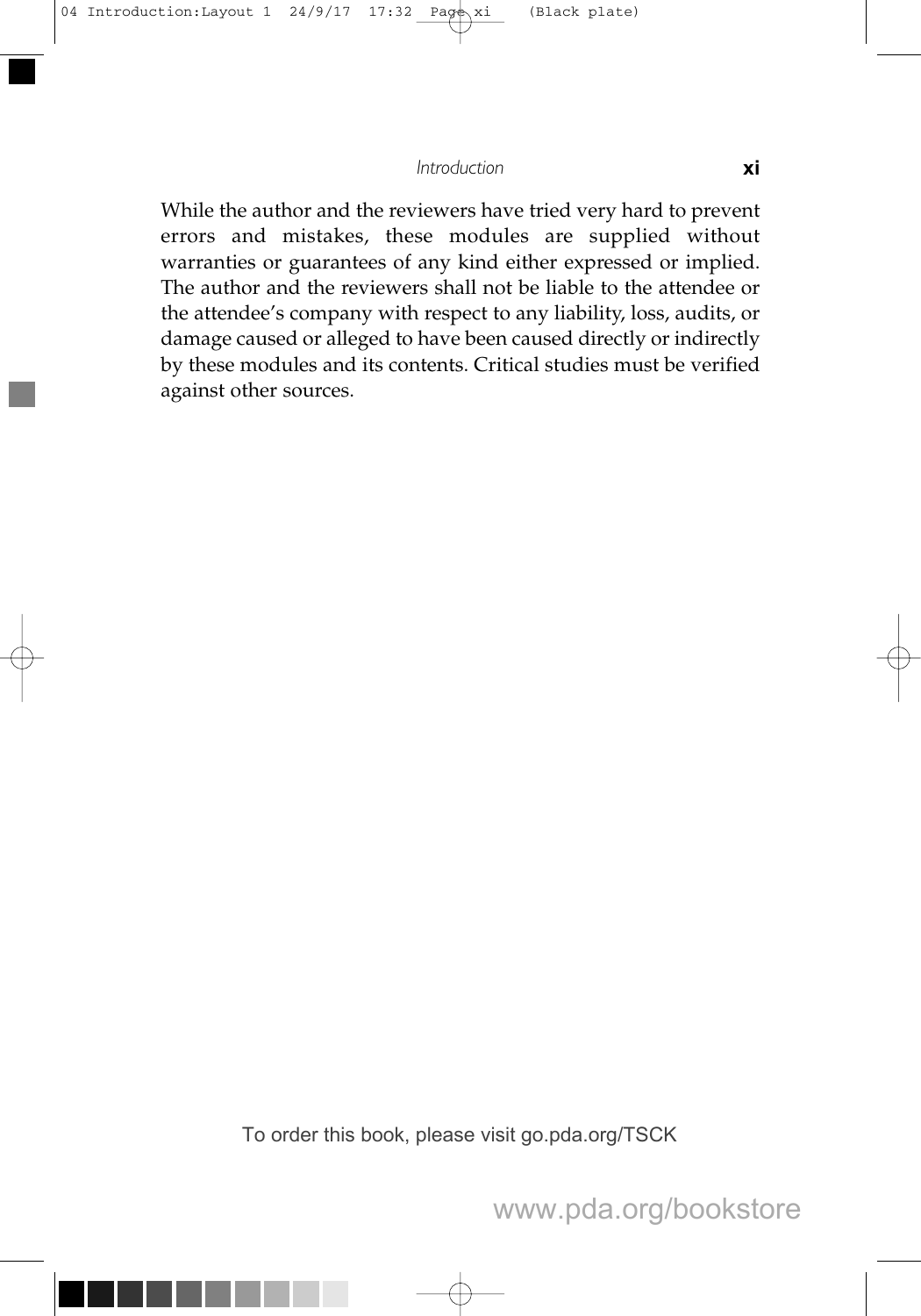While the author and the reviewers have tried very hard to prevent errors and mistakes, these modules are supplied without warranties or guarantees of any kind either expressed or implied. The author and the reviewers shall not be liable to the attendee or the attendee's company with respect to any liability, loss, audits, or damage caused or alleged to have been caused directly or indirectly by these modules and its contents. Critical studies must be verified against other sources.

To order this book, please visit go.pda.org/TSCK

www.pda.org/bookstore